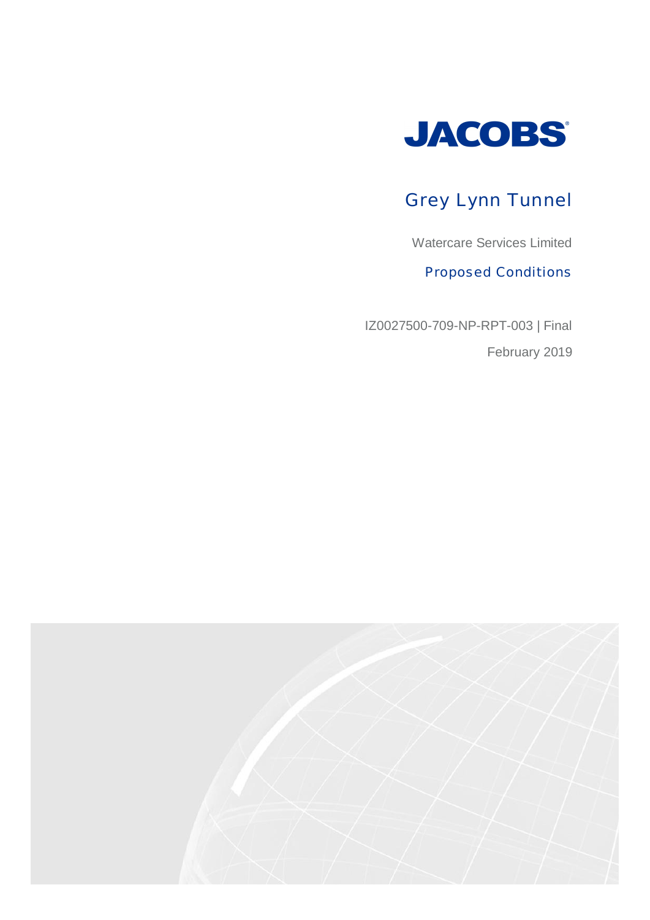JACOBS

# Grey Lynn Tunnel

Watercare Services Limited

## Proposed Conditions

IZ0027500-709-NP-RPT-003 | Final

February 2019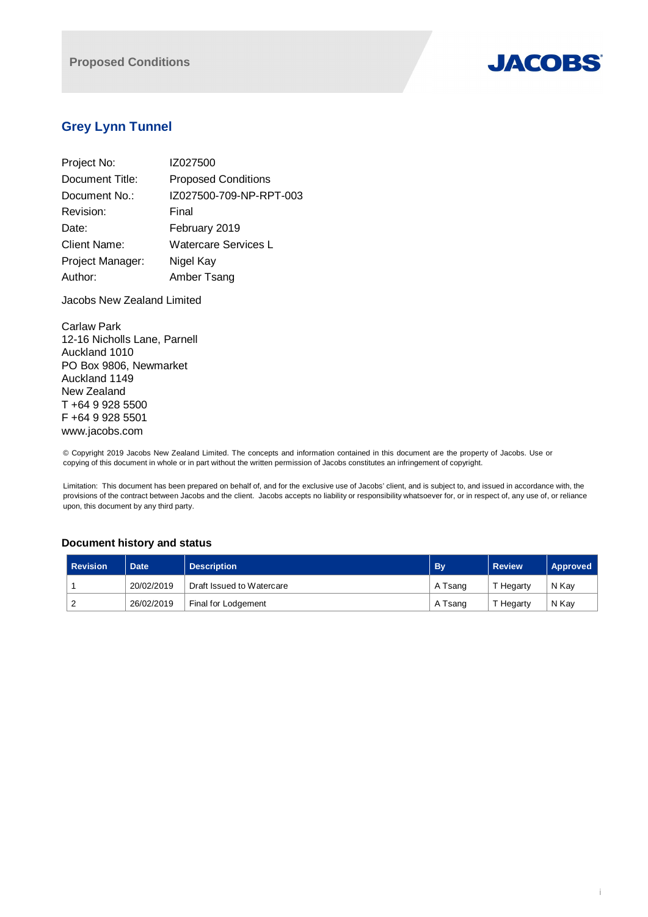Proposed Conditions

JACOBS

# Grey Lynn Tunnel

Project No: IZ027500
Document Title: Proposed Conditions
Document No.: IZ027500-709-NP-RPT-003
Revision: Final
Date: February 2019
Client Name: Watercare Services L
Project Manager: Nigel Kay
Author: Amber Tsang

Jacobs New Zealand Limited

Carlaw Park
12-16 Nicholls Lane, Parnell
Auckland 1010
PO Box 9806, Newmarket
Auckland 1149
New Zealand
T +64 9 928 5500
F +64 9 928 5501
www.jacobs.com

© Copyright 2019 Jacobs New Zealand Limited. The concepts and information contained in this document are the property of Jacobs. Use or copying of this document in whole or in part without the written permission of Jacobs constitutes an infringement of copyright.

Limitation: This document has been prepared on behalf of, and for the exclusive use of Jacobs' client, and is subject to, and issued in accordance with, the provisions of the contract between Jacobs and the client. Jacobs accepts no liability or responsibility whatsoever for, or in respect of, any use of, or reliance upon, this document by any third party.

## Document history and status

| Revision | Date | Description | By | Review | Approved |
|---|---|---|---|---|---|
| 1 | 20/02/2019 | Draft Issued to Watercare | A Tsang | T Hegarty | N Kay |
| 2 | 26/02/2019 | Final for Lodgement | A Tsang | T Hegarty | N Kay |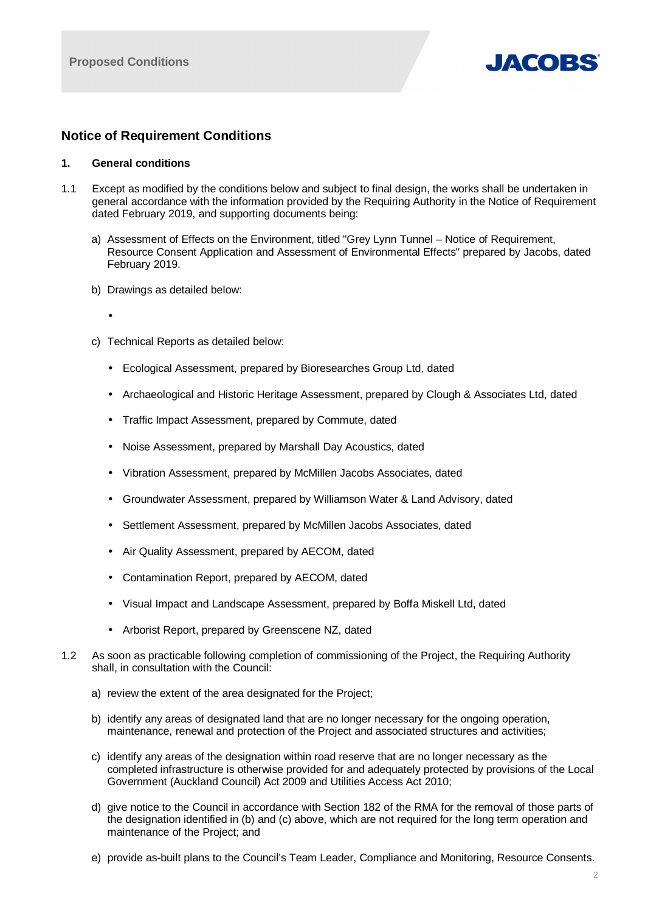## Notice of Requirement Conditions

### 1. General conditions

1.1 Except as modified by the conditions below and subject to final design, the works shall be undertaken in general accordance with the information provided by the Requiring Authority in the Notice of Requirement dated February 2019, and supporting documents being:

a) Assessment of Effects on the Environment, titled "Grey Lynn Tunnel – Notice of Requirement, Resource Consent Application and Assessment of Environmental Effects" prepared by Jacobs, dated February 2019.

b) Drawings as detailed below:

- 

c) Technical Reports as detailed below:

- Ecological Assessment, prepared by Bioresearches Group Ltd, dated
- Archaeological and Historic Heritage Assessment, prepared by Clough & Associates Ltd, dated
- Traffic Impact Assessment, prepared by Commute, dated
- Noise Assessment, prepared by Marshall Day Acoustics, dated
- Vibration Assessment, prepared by McMillen Jacobs Associates, dated
- Groundwater Assessment, prepared by Williamson Water & Land Advisory, dated
- Settlement Assessment, prepared by McMillen Jacobs Associates, dated
- Air Quality Assessment, prepared by AECOM, dated
- Contamination Report, prepared by AECOM, dated
- Visual Impact and Landscape Assessment, prepared by Boffa Miskell Ltd, dated
- Arborist Report, prepared by Greenscene NZ, dated

1.2 As soon as practicable following completion of commissioning of the Project, the Requiring Authority shall, in consultation with the Council:

a) review the extent of the area designated for the Project;

b) identify any areas of designated land that are no longer necessary for the ongoing operation, maintenance, renewal and protection of the Project and associated structures and activities;

c) identify any areas of the designation within road reserve that are no longer necessary as the completed infrastructure is otherwise provided for and adequately protected by provisions of the Local Government (Auckland Council) Act 2009 and Utilities Access Act 2010;

d) give notice to the Council in accordance with Section 182 of the RMA for the removal of those parts of the designation identified in (b) and (c) above, which are not required for the long term operation and maintenance of the Project; and

e) provide as-built plans to the Council's Team Leader, Compliance and Monitoring, Resource Consents.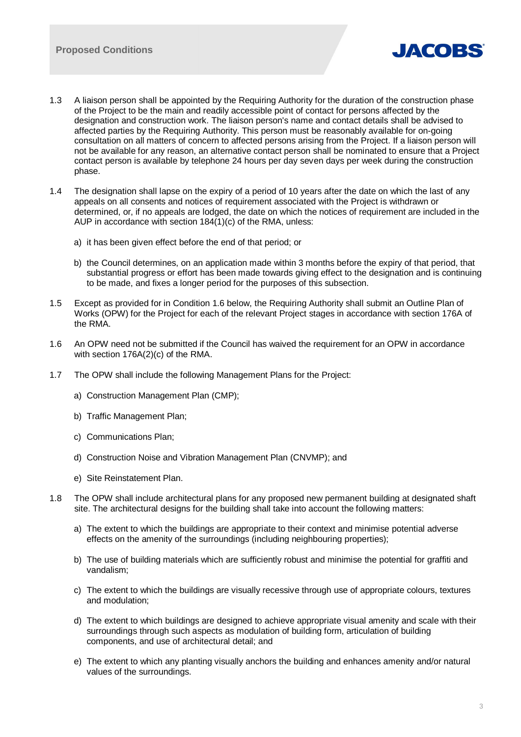1.3 A liaison person shall be appointed by the Requiring Authority for the duration of the construction phase of the Project to be the main and readily accessible point of contact for persons affected by the designation and construction work. The liaison person's name and contact details shall be advised to affected parties by the Requiring Authority. This person must be reasonably available for on-going consultation on all matters of concern to affected persons arising from the Project. If a liaison person will not be available for any reason, an alternative contact person shall be nominated to ensure that a Project contact person is available by telephone 24 hours per day seven days per week during the construction phase.

1.4 The designation shall lapse on the expiry of a period of 10 years after the date on which the last of any appeals on all consents and notices of requirement associated with the Project is withdrawn or determined, or, if no appeals are lodged, the date on which the notices of requirement are included in the AUP in accordance with section 184(1)(c) of the RMA, unless:

   a) it has been given effect before the end of that period; or

   b) the Council determines, on an application made within 3 months before the expiry of that period, that substantial progress or effort has been made towards giving effect to the designation and is continuing to be made, and fixes a longer period for the purposes of this subsection.

1.5 Except as provided for in Condition 1.6 below, the Requiring Authority shall submit an Outline Plan of Works (OPW) for the Project for each of the relevant Project stages in accordance with section 176A of the RMA.

1.6 An OPW need not be submitted if the Council has waived the requirement for an OPW in accordance with section 176A(2)(c) of the RMA.

1.7 The OPW shall include the following Management Plans for the Project:

   a) Construction Management Plan (CMP);

   b) Traffic Management Plan;

   c) Communications Plan;

   d) Construction Noise and Vibration Management Plan (CNVMP); and

   e) Site Reinstatement Plan.

1.8 The OPW shall include architectural plans for any proposed new permanent building at designated shaft site. The architectural designs for the building shall take into account the following matters:

   a) The extent to which the buildings are appropriate to their context and minimise potential adverse effects on the amenity of the surroundings (including neighbouring properties);

   b) The use of building materials which are sufficiently robust and minimise the potential for graffiti and vandalism;

   c) The extent to which the buildings are visually recessive through use of appropriate colours, textures and modulation;

   d) The extent to which buildings are designed to achieve appropriate visual amenity and scale with their surroundings through such aspects as modulation of building form, articulation of building components, and use of architectural detail; and

   e) The extent to which any planting visually anchors the building and enhances amenity and/or natural values of the surroundings.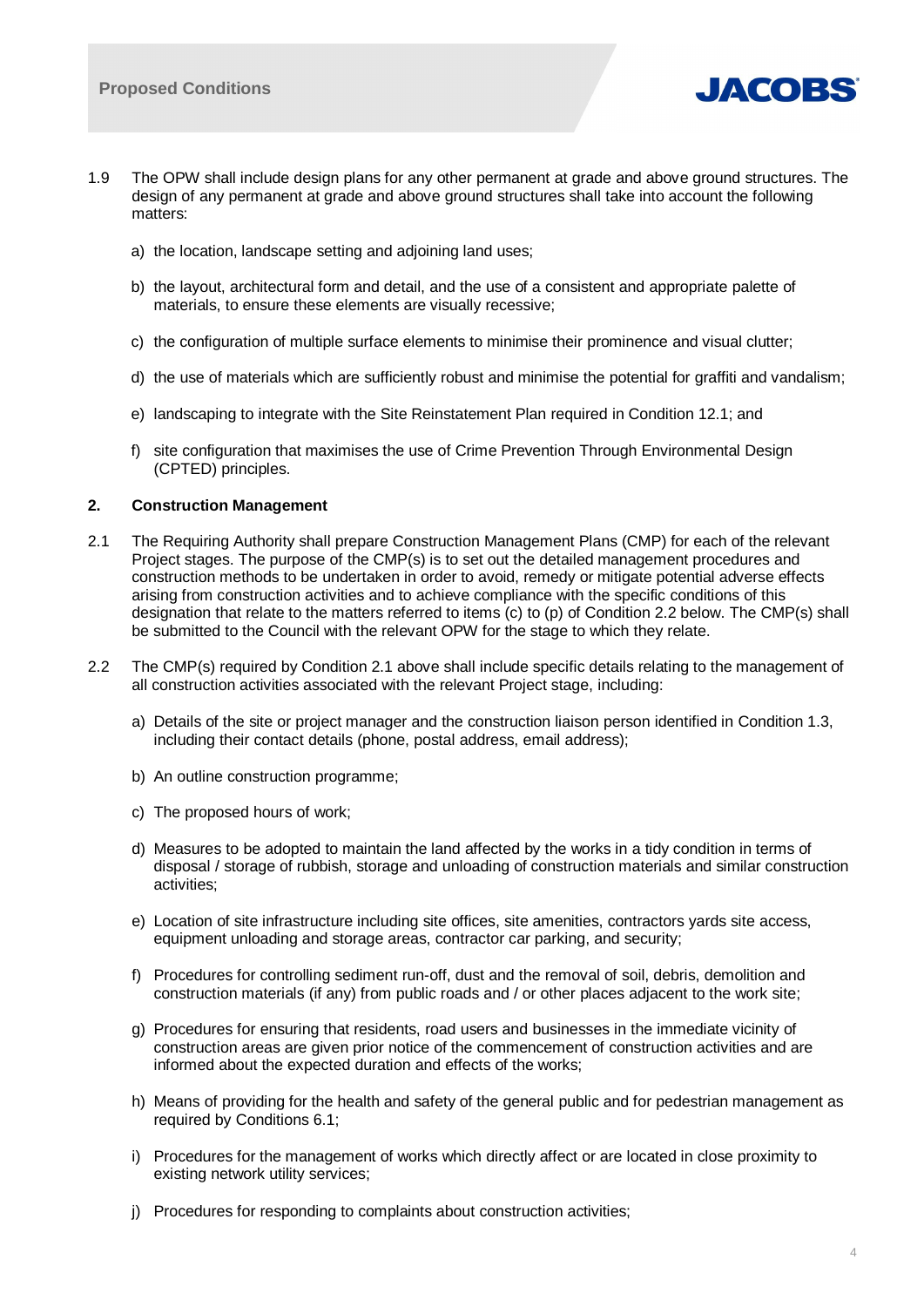1.9 The OPW shall include design plans for any other permanent at grade and above ground structures. The design of any permanent at grade and above ground structures shall take into account the following matters:

a) the location, landscape setting and adjoining land uses;

b) the layout, architectural form and detail, and the use of a consistent and appropriate palette of materials, to ensure these elements are visually recessive;

c) the configuration of multiple surface elements to minimise their prominence and visual clutter;

d) the use of materials which are sufficiently robust and minimise the potential for graffiti and vandalism;

e) landscaping to integrate with the Site Reinstatement Plan required in Condition 12.1; and

f) site configuration that maximises the use of Crime Prevention Through Environmental Design (CPTED) principles.

## 2. Construction Management

2.1 The Requiring Authority shall prepare Construction Management Plans (CMP) for each of the relevant Project stages. The purpose of the CMP(s) is to set out the detailed management procedures and construction methods to be undertaken in order to avoid, remedy or mitigate potential adverse effects arising from construction activities and to achieve compliance with the specific conditions of this designation that relate to the matters referred to items (c) to (p) of Condition 2.2 below. The CMP(s) shall be submitted to the Council with the relevant OPW for the stage to which they relate.

2.2 The CMP(s) required by Condition 2.1 above shall include specific details relating to the management of all construction activities associated with the relevant Project stage, including:

a) Details of the site or project manager and the construction liaison person identified in Condition 1.3, including their contact details (phone, postal address, email address);

b) An outline construction programme;

c) The proposed hours of work;

d) Measures to be adopted to maintain the land affected by the works in a tidy condition in terms of disposal / storage of rubbish, storage and unloading of construction materials and similar construction activities;

e) Location of site infrastructure including site offices, site amenities, contractors yards site access, equipment unloading and storage areas, contractor car parking, and security;

f) Procedures for controlling sediment run-off, dust and the removal of soil, debris, demolition and construction materials (if any) from public roads and / or other places adjacent to the work site;

g) Procedures for ensuring that residents, road users and businesses in the immediate vicinity of construction areas are given prior notice of the commencement of construction activities and are informed about the expected duration and effects of the works;

h) Means of providing for the health and safety of the general public and for pedestrian management as required by Conditions 6.1;

i) Procedures for the management of works which directly affect or are located in close proximity to existing network utility services;

j) Procedures for responding to complaints about construction activities;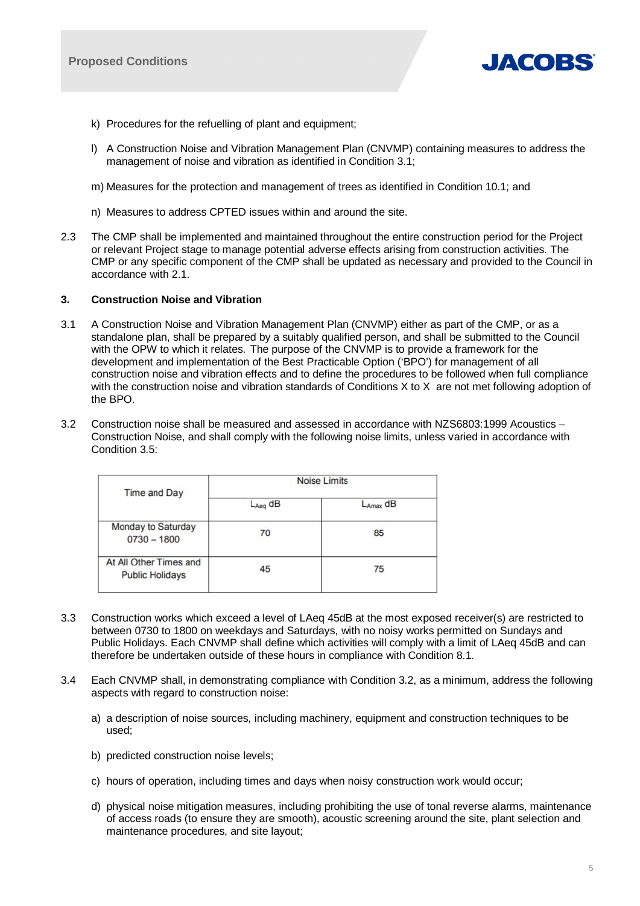k) Procedures for the refuelling of plant and equipment;

l) A Construction Noise and Vibration Management Plan (CNVMP) containing measures to address the management of noise and vibration as identified in Condition 3.1;

m) Measures for the protection and management of trees as identified in Condition 10.1; and

n) Measures to address CPTED issues within and around the site.

2.3 The CMP shall be implemented and maintained throughout the entire construction period for the Project or relevant Project stage to manage potential adverse effects arising from construction activities. The CMP or any specific component of the CMP shall be updated as necessary and provided to the Council in accordance with 2.1.

## 3. Construction Noise and Vibration

3.1 A Construction Noise and Vibration Management Plan (CNVMP) either as part of the CMP, or as a standalone plan, shall be prepared by a suitably qualified person, and shall be submitted to the Council with the OPW to which it relates. The purpose of the CNVMP is to provide a framework for the development and implementation of the Best Practicable Option ('BPO') for management of all construction noise and vibration effects and to define the procedures to be followed when full compliance with the construction noise and vibration standards of Conditions X to X are not met following adoption of the BPO.

3.2 Construction noise shall be measured and assessed in accordance with NZS6803:1999 Acoustics – Construction Noise, and shall comply with the following noise limits, unless varied in accordance with Condition 3.5:

| Time and Day | Noise Limits | |
|---|---|---|
| | $L_{Aeq}$ dB | $L_{Amax}$ dB |
| Monday to Saturday 0730 – 1800 | 70 | 85 |
| At All Other Times and Public Holidays | 45 | 75 |

3.3 Construction works which exceed a level of LAeq 45dB at the most exposed receiver(s) are restricted to between 0730 to 1800 on weekdays and Saturdays, with no noisy works permitted on Sundays and Public Holidays. Each CNVMP shall define which activities will comply with a limit of LAeq 45dB and can therefore be undertaken outside of these hours in compliance with Condition 8.1.

3.4 Each CNVMP shall, in demonstrating compliance with Condition 3.2, as a minimum, address the following aspects with regard to construction noise:

a) a description of noise sources, including machinery, equipment and construction techniques to be used;

b) predicted construction noise levels;

c) hours of operation, including times and days when noisy construction work would occur;

d) physical noise mitigation measures, including prohibiting the use of tonal reverse alarms, maintenance of access roads (to ensure they are smooth), acoustic screening around the site, plant selection and maintenance procedures, and site layout;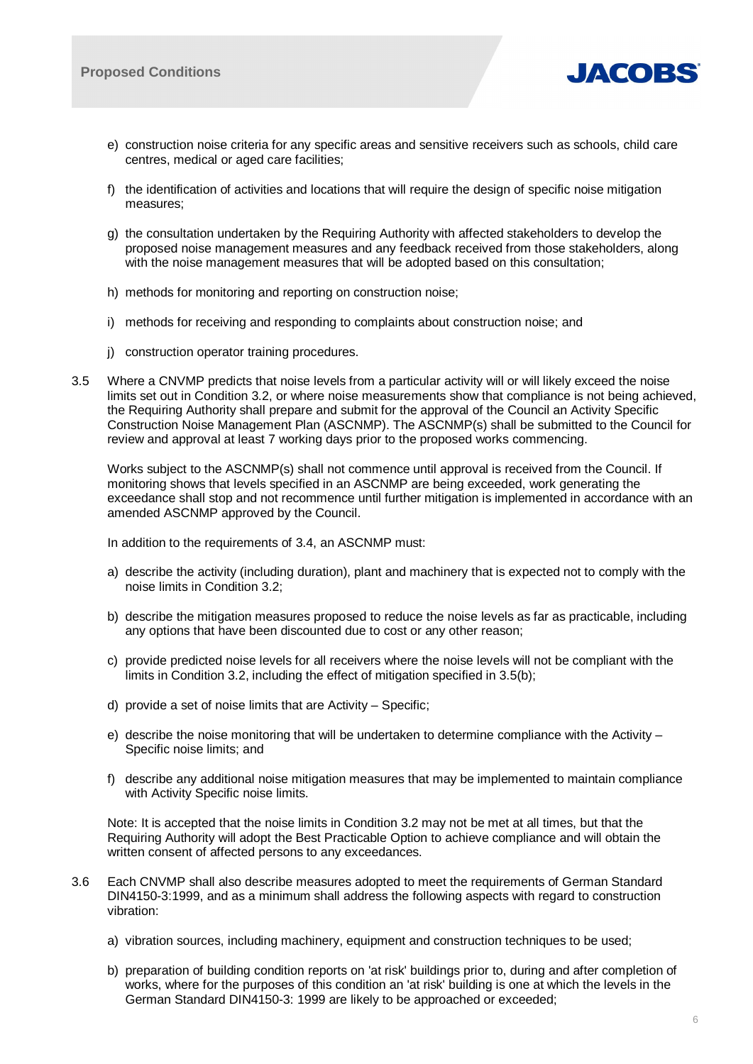e) construction noise criteria for any specific areas and sensitive receivers such as schools, child care centres, medical or aged care facilities;

f) the identification of activities and locations that will require the design of specific noise mitigation measures;

g) the consultation undertaken by the Requiring Authority with affected stakeholders to develop the proposed noise management measures and any feedback received from those stakeholders, along with the noise management measures that will be adopted based on this consultation;

h) methods for monitoring and reporting on construction noise;

i) methods for receiving and responding to complaints about construction noise; and

j) construction operator training procedures.

3.5 Where a CNVMP predicts that noise levels from a particular activity will or will likely exceed the noise limits set out in Condition 3.2, or where noise measurements show that compliance is not being achieved, the Requiring Authority shall prepare and submit for the approval of the Council an Activity Specific Construction Noise Management Plan (ASCNMP). The ASCNMP(s) shall be submitted to the Council for review and approval at least 7 working days prior to the proposed works commencing.

Works subject to the ASCNMP(s) shall not commence until approval is received from the Council. If monitoring shows that levels specified in an ASCNMP are being exceeded, work generating the exceedance shall stop and not recommence until further mitigation is implemented in accordance with an amended ASCNMP approved by the Council.

In addition to the requirements of 3.4, an ASCNMP must:

a) describe the activity (including duration), plant and machinery that is expected not to comply with the noise limits in Condition 3.2;

b) describe the mitigation measures proposed to reduce the noise levels as far as practicable, including any options that have been discounted due to cost or any other reason;

c) provide predicted noise levels for all receivers where the noise levels will not be compliant with the limits in Condition 3.2, including the effect of mitigation specified in 3.5(b);

d) provide a set of noise limits that are Activity – Specific;

e) describe the noise monitoring that will be undertaken to determine compliance with the Activity – Specific noise limits; and

f) describe any additional noise mitigation measures that may be implemented to maintain compliance with Activity Specific noise limits.

Note: It is accepted that the noise limits in Condition 3.2 may not be met at all times, but that the Requiring Authority will adopt the Best Practicable Option to achieve compliance and will obtain the written consent of affected persons to any exceedances.

3.6 Each CNVMP shall also describe measures adopted to meet the requirements of German Standard DIN4150-3:1999, and as a minimum shall address the following aspects with regard to construction vibration:

a) vibration sources, including machinery, equipment and construction techniques to be used;

b) preparation of building condition reports on 'at risk' buildings prior to, during and after completion of works, where for the purposes of this condition an 'at risk' building is one at which the levels in the German Standard DIN4150-3: 1999 are likely to be approached or exceeded;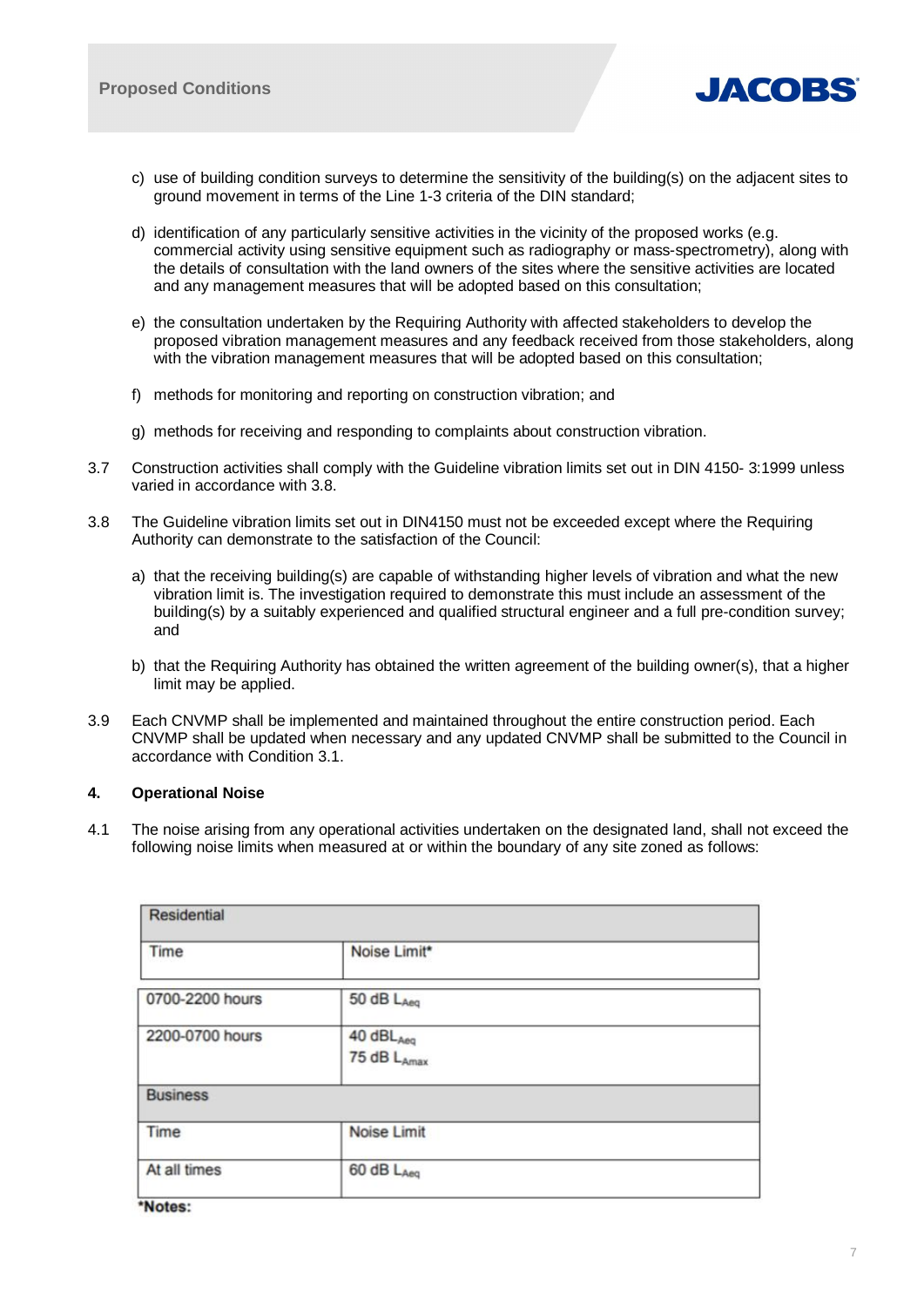c) use of building condition surveys to determine the sensitivity of the building(s) on the adjacent sites to ground movement in terms of the Line 1-3 criteria of the DIN standard;

d) identification of any particularly sensitive activities in the vicinity of the proposed works (e.g. commercial activity using sensitive equipment such as radiography or mass-spectrometry), along with the details of consultation with the land owners of the sites where the sensitive activities are located and any management measures that will be adopted based on this consultation;

e) the consultation undertaken by the Requiring Authority with affected stakeholders to develop the proposed vibration management measures and any feedback received from those stakeholders, along with the vibration management measures that will be adopted based on this consultation;

f) methods for monitoring and reporting on construction vibration; and

g) methods for receiving and responding to complaints about construction vibration.

3.7 Construction activities shall comply with the Guideline vibration limits set out in DIN 4150- 3:1999 unless varied in accordance with 3.8.

3.8 The Guideline vibration limits set out in DIN4150 must not be exceeded except where the Requiring Authority can demonstrate to the satisfaction of the Council:

a) that the receiving building(s) are capable of withstanding higher levels of vibration and what the new vibration limit is. The investigation required to demonstrate this must include an assessment of the building(s) by a suitably experienced and qualified structural engineer and a full pre-condition survey; and

b) that the Requiring Authority has obtained the written agreement of the building owner(s), that a higher limit may be applied.

3.9 Each CNVMP shall be implemented and maintained throughout the entire construction period. Each CNVMP shall be updated when necessary and any updated CNVMP shall be submitted to the Council in accordance with Condition 3.1.

## 4. Operational Noise

4.1 The noise arising from any operational activities undertaken on the designated land, shall not exceed the following noise limits when measured at or within the boundary of any site zoned as follows:

| Residential | |
|---|---|
| Time | Noise Limit* |
| 0700-2200 hours | 50 dB $L_{Aeq}$ |
| 2200-0700 hours | 40 dB$L_{Aeq}$<br>75 dB $L_{Amax}$ |
| **Business** | |
| Time | Noise Limit |
| At all times | 60 dB $L_{Aeq}$ |

***Notes:**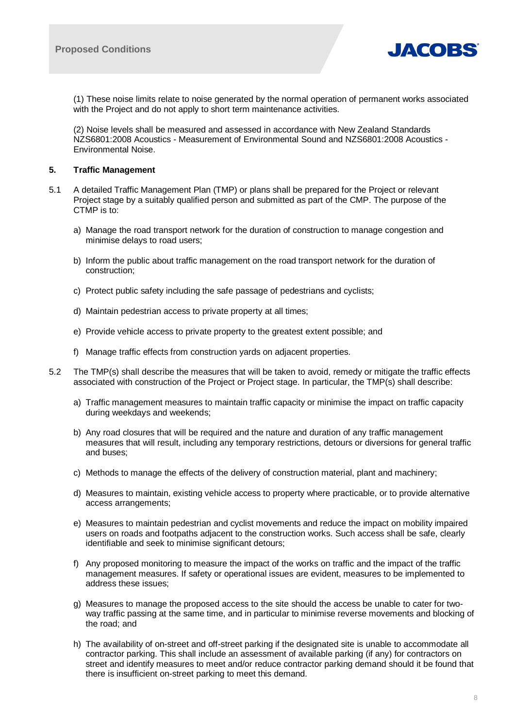(1) These noise limits relate to noise generated by the normal operation of permanent works associated with the Project and do not apply to short term maintenance activities.

(2) Noise levels shall be measured and assessed in accordance with New Zealand Standards NZS6801:2008 Acoustics - Measurement of Environmental Sound and NZS6801:2008 Acoustics - Environmental Noise.

## 5. Traffic Management

5.1 A detailed Traffic Management Plan (TMP) or plans shall be prepared for the Project or relevant Project stage by a suitably qualified person and submitted as part of the CMP. The purpose of the CTMP is to:

a) Manage the road transport network for the duration of construction to manage congestion and minimise delays to road users;

b) Inform the public about traffic management on the road transport network for the duration of construction;

c) Protect public safety including the safe passage of pedestrians and cyclists;

d) Maintain pedestrian access to private property at all times;

e) Provide vehicle access to private property to the greatest extent possible; and

f) Manage traffic effects from construction yards on adjacent properties.

5.2 The TMP(s) shall describe the measures that will be taken to avoid, remedy or mitigate the traffic effects associated with construction of the Project or Project stage. In particular, the TMP(s) shall describe:

a) Traffic management measures to maintain traffic capacity or minimise the impact on traffic capacity during weekdays and weekends;

b) Any road closures that will be required and the nature and duration of any traffic management measures that will result, including any temporary restrictions, detours or diversions for general traffic and buses;

c) Methods to manage the effects of the delivery of construction material, plant and machinery;

d) Measures to maintain, existing vehicle access to property where practicable, or to provide alternative access arrangements;

e) Measures to maintain pedestrian and cyclist movements and reduce the impact on mobility impaired users on roads and footpaths adjacent to the construction works. Such access shall be safe, clearly identifiable and seek to minimise significant detours;

f) Any proposed monitoring to measure the impact of the works on traffic and the impact of the traffic management measures. If safety or operational issues are evident, measures to be implemented to address these issues;

g) Measures to manage the proposed access to the site should the access be unable to cater for two-way traffic passing at the same time, and in particular to minimise reverse movements and blocking of the road; and

h) The availability of on-street and off-street parking if the designated site is unable to accommodate all contractor parking. This shall include an assessment of available parking (if any) for contractors on street and identify measures to meet and/or reduce contractor parking demand should it be found that there is insufficient on-street parking to meet this demand.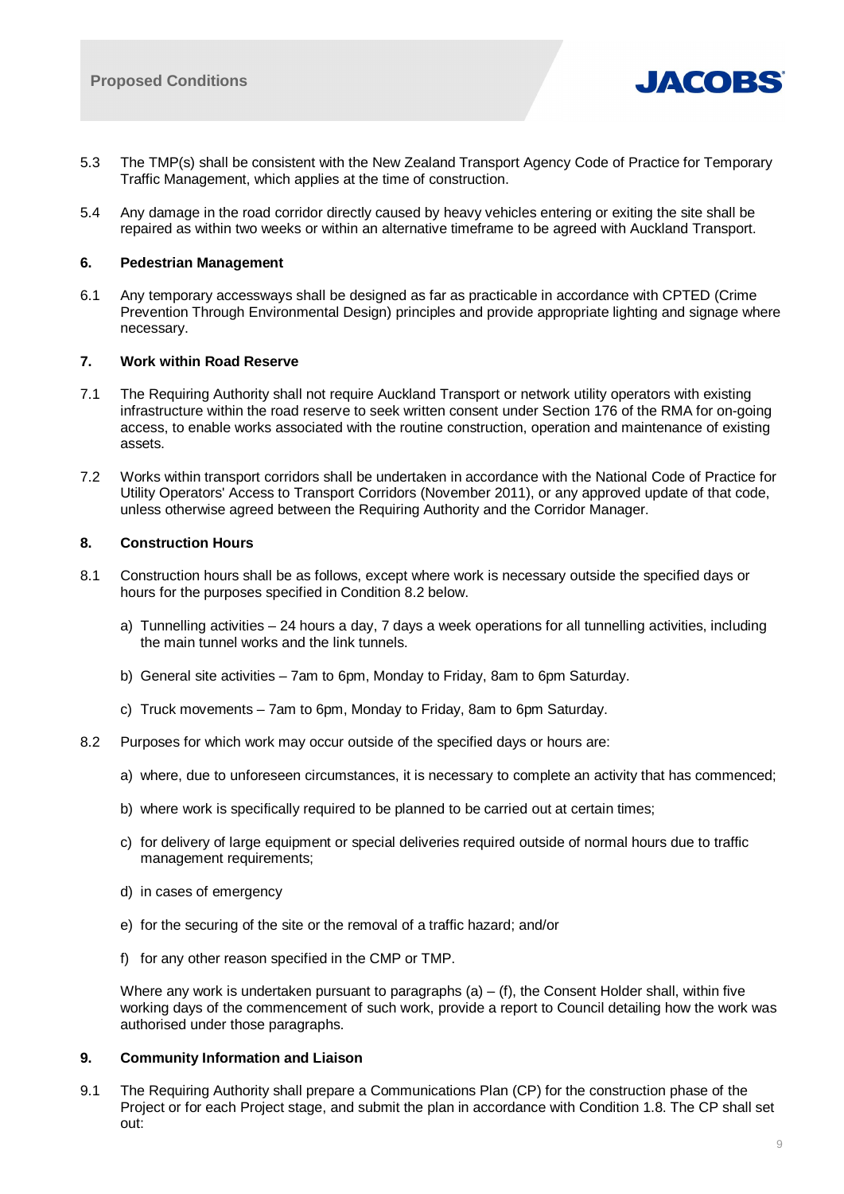5.3 The TMP(s) shall be consistent with the New Zealand Transport Agency Code of Practice for Temporary Traffic Management, which applies at the time of construction.

5.4 Any damage in the road corridor directly caused by heavy vehicles entering or exiting the site shall be repaired as within two weeks or within an alternative timeframe to be agreed with Auckland Transport.

### 6. Pedestrian Management

6.1 Any temporary accessways shall be designed as far as practicable in accordance with CPTED (Crime Prevention Through Environmental Design) principles and provide appropriate lighting and signage where necessary.

### 7. Work within Road Reserve

7.1 The Requiring Authority shall not require Auckland Transport or network utility operators with existing infrastructure within the road reserve to seek written consent under Section 176 of the RMA for on-going access, to enable works associated with the routine construction, operation and maintenance of existing assets.

7.2 Works within transport corridors shall be undertaken in accordance with the National Code of Practice for Utility Operators' Access to Transport Corridors (November 2011), or any approved update of that code, unless otherwise agreed between the Requiring Authority and the Corridor Manager.

### 8. Construction Hours

8.1 Construction hours shall be as follows, except where work is necessary outside the specified days or hours for the purposes specified in Condition 8.2 below.

a) Tunnelling activities – 24 hours a day, 7 days a week operations for all tunnelling activities, including the main tunnel works and the link tunnels.

b) General site activities – 7am to 6pm, Monday to Friday, 8am to 6pm Saturday.

c) Truck movements – 7am to 6pm, Monday to Friday, 8am to 6pm Saturday.

8.2 Purposes for which work may occur outside of the specified days or hours are:

a) where, due to unforeseen circumstances, it is necessary to complete an activity that has commenced;

b) where work is specifically required to be planned to be carried out at certain times;

c) for delivery of large equipment or special deliveries required outside of normal hours due to traffic management requirements;

d) in cases of emergency

e) for the securing of the site or the removal of a traffic hazard; and/or

f) for any other reason specified in the CMP or TMP.

Where any work is undertaken pursuant to paragraphs (a) – (f), the Consent Holder shall, within five working days of the commencement of such work, provide a report to Council detailing how the work was authorised under those paragraphs.

### 9. Community Information and Liaison

9.1 The Requiring Authority shall prepare a Communications Plan (CP) for the construction phase of the Project or for each Project stage, and submit the plan in accordance with Condition 1.8. The CP shall set out: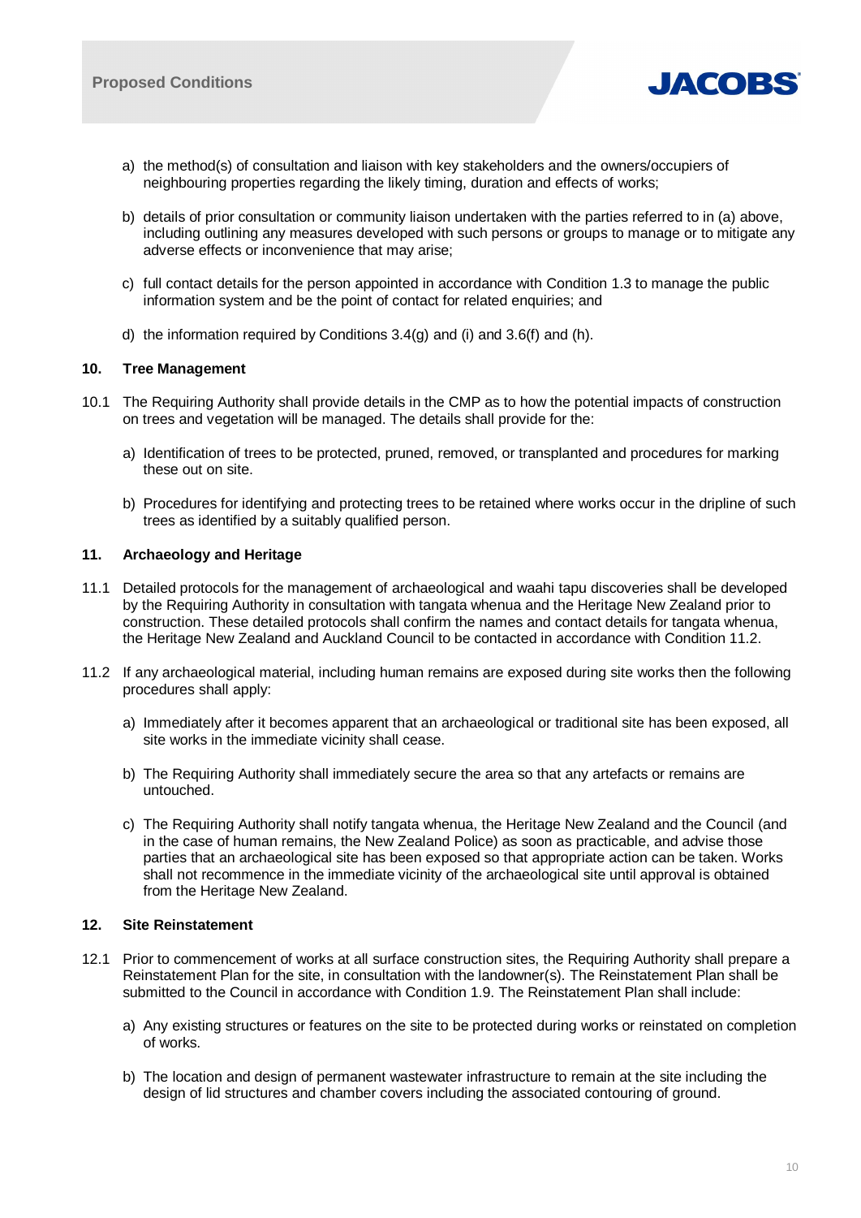a) the method(s) of consultation and liaison with key stakeholders and the owners/occupiers of neighbouring properties regarding the likely timing, duration and effects of works;

b) details of prior consultation or community liaison undertaken with the parties referred to in (a) above, including outlining any measures developed with such persons or groups to manage or to mitigate any adverse effects or inconvenience that may arise;

c) full contact details for the person appointed in accordance with Condition 1.3 to manage the public information system and be the point of contact for related enquiries; and

d) the information required by Conditions 3.4(g) and (i) and 3.6(f) and (h).

## 10. Tree Management

10.1 The Requiring Authority shall provide details in the CMP as to how the potential impacts of construction on trees and vegetation will be managed. The details shall provide for the:

a) Identification of trees to be protected, pruned, removed, or transplanted and procedures for marking these out on site.

b) Procedures for identifying and protecting trees to be retained where works occur in the dripline of such trees as identified by a suitably qualified person.

## 11. Archaeology and Heritage

11.1 Detailed protocols for the management of archaeological and waahi tapu discoveries shall be developed by the Requiring Authority in consultation with tangata whenua and the Heritage New Zealand prior to construction. These detailed protocols shall confirm the names and contact details for tangata whenua, the Heritage New Zealand and Auckland Council to be contacted in accordance with Condition 11.2.

11.2 If any archaeological material, including human remains are exposed during site works then the following procedures shall apply:

a) Immediately after it becomes apparent that an archaeological or traditional site has been exposed, all site works in the immediate vicinity shall cease.

b) The Requiring Authority shall immediately secure the area so that any artefacts or remains are untouched.

c) The Requiring Authority shall notify tangata whenua, the Heritage New Zealand and the Council (and in the case of human remains, the New Zealand Police) as soon as practicable, and advise those parties that an archaeological site has been exposed so that appropriate action can be taken. Works shall not recommence in the immediate vicinity of the archaeological site until approval is obtained from the Heritage New Zealand.

## 12. Site Reinstatement

12.1 Prior to commencement of works at all surface construction sites, the Requiring Authority shall prepare a Reinstatement Plan for the site, in consultation with the landowner(s). The Reinstatement Plan shall be submitted to the Council in accordance with Condition 1.9. The Reinstatement Plan shall include:

a) Any existing structures or features on the site to be protected during works or reinstated on completion of works.

b) The location and design of permanent wastewater infrastructure to remain at the site including the design of lid structures and chamber covers including the associated contouring of ground.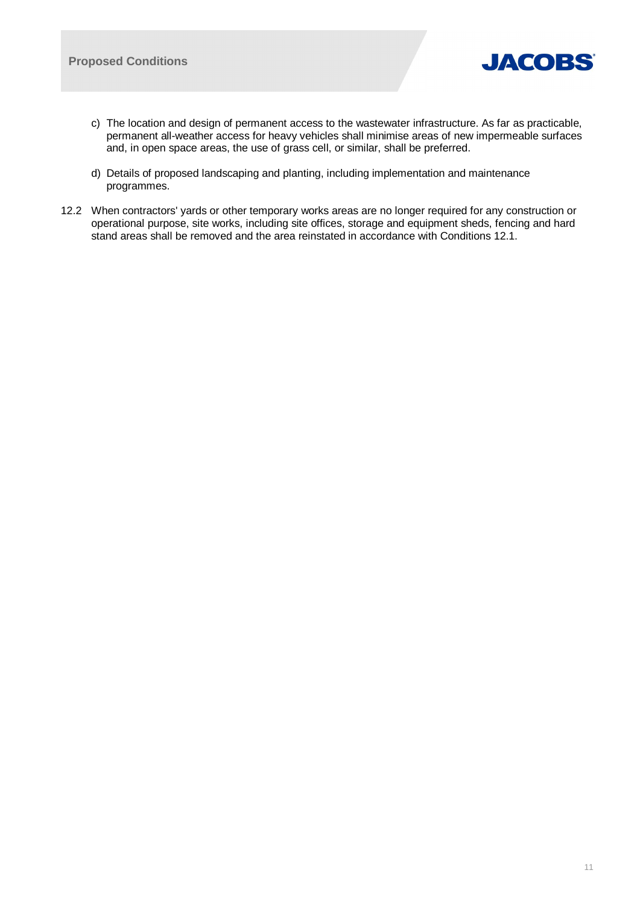c) The location and design of permanent access to the wastewater infrastructure. As far as practicable, permanent all-weather access for heavy vehicles shall minimise areas of new impermeable surfaces and, in open space areas, the use of grass cell, or similar, shall be preferred.

d) Details of proposed landscaping and planting, including implementation and maintenance programmes.

12.2 When contractors' yards or other temporary works areas are no longer required for any construction or operational purpose, site works, including site offices, storage and equipment sheds, fencing and hard stand areas shall be removed and the area reinstated in accordance with Conditions 12.1.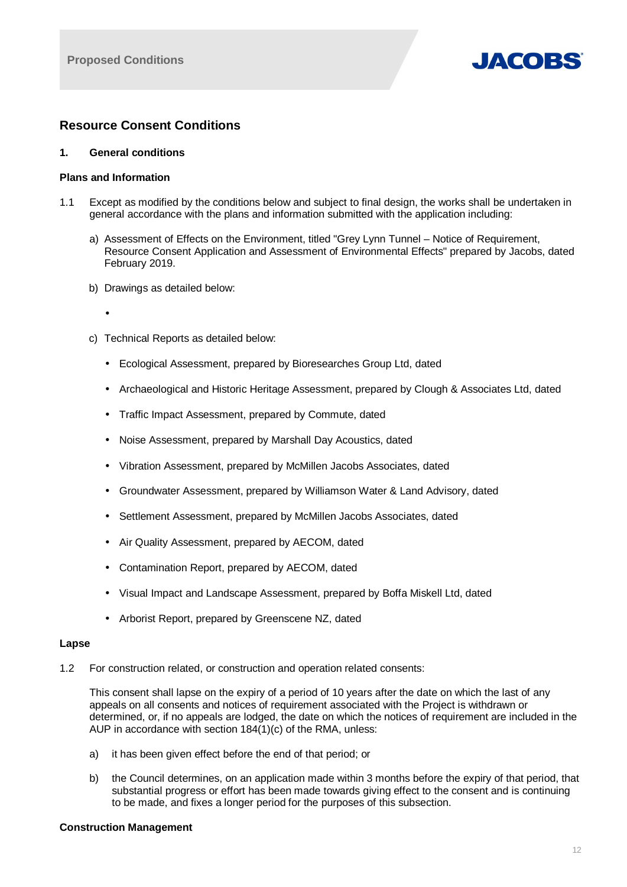## Resource Consent Conditions

### 1. General conditions

**Plans and Information**

1.1 Except as modified by the conditions below and subject to final design, the works shall be undertaken in general accordance with the plans and information submitted with the application including:

a) Assessment of Effects on the Environment, titled "Grey Lynn Tunnel – Notice of Requirement, Resource Consent Application and Assessment of Environmental Effects" prepared by Jacobs, dated February 2019.

b) Drawings as detailed below:

- 

c) Technical Reports as detailed below:

- Ecological Assessment, prepared by Bioresearches Group Ltd, dated
- Archaeological and Historic Heritage Assessment, prepared by Clough & Associates Ltd, dated
- Traffic Impact Assessment, prepared by Commute, dated
- Noise Assessment, prepared by Marshall Day Acoustics, dated
- Vibration Assessment, prepared by McMillen Jacobs Associates, dated
- Groundwater Assessment, prepared by Williamson Water & Land Advisory, dated
- Settlement Assessment, prepared by McMillen Jacobs Associates, dated
- Air Quality Assessment, prepared by AECOM, dated
- Contamination Report, prepared by AECOM, dated
- Visual Impact and Landscape Assessment, prepared by Boffa Miskell Ltd, dated
- Arborist Report, prepared by Greenscene NZ, dated

**Lapse**

1.2 For construction related, or construction and operation related consents:

This consent shall lapse on the expiry of a period of 10 years after the date on which the last of any appeals on all consents and notices of requirement associated with the Project is withdrawn or determined, or, if no appeals are lodged, the date on which the notices of requirement are included in the AUP in accordance with section 184(1)(c) of the RMA, unless:

a) it has been given effect before the end of that period; or

b) the Council determines, on an application made within 3 months before the expiry of that period, that substantial progress or effort has been made towards giving effect to the consent and is continuing to be made, and fixes a longer period for the purposes of this subsection.

**Construction Management**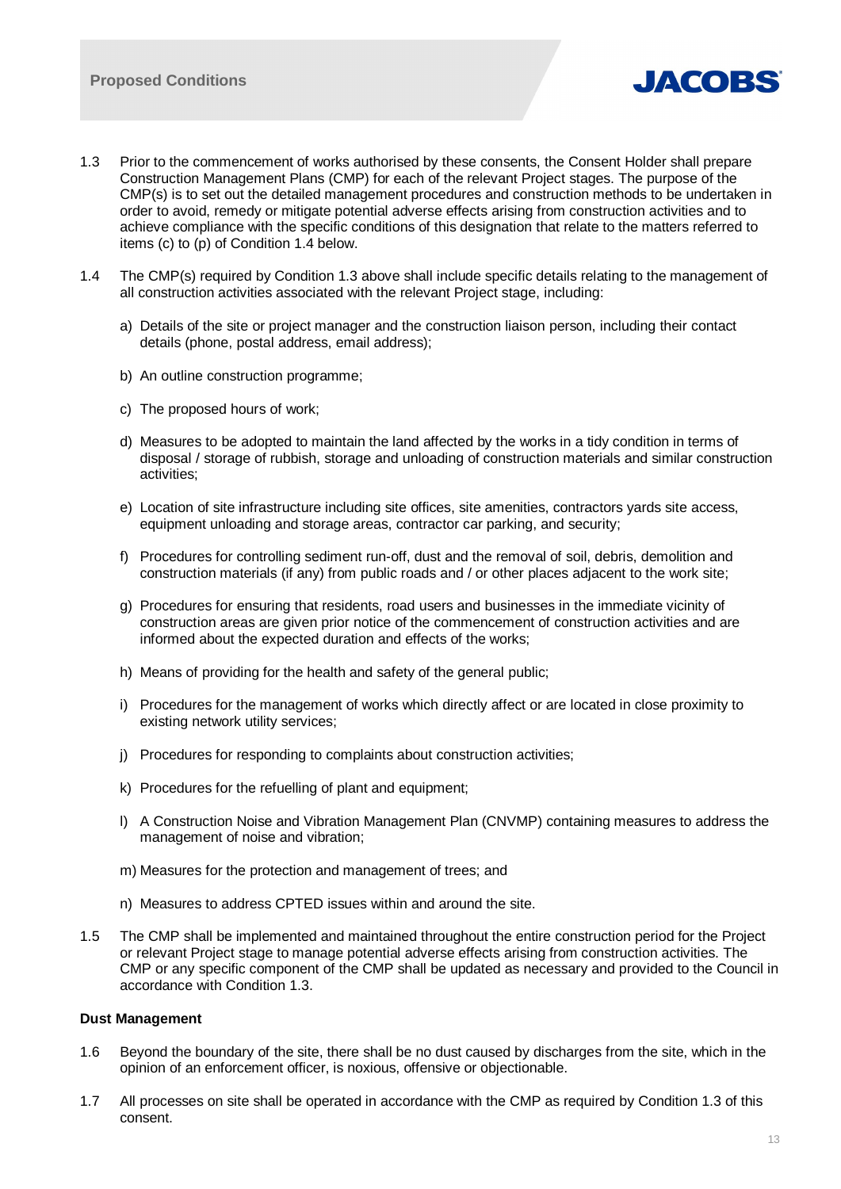1.3 Prior to the commencement of works authorised by these consents, the Consent Holder shall prepare Construction Management Plans (CMP) for each of the relevant Project stages. The purpose of the CMP(s) is to set out the detailed management procedures and construction methods to be undertaken in order to avoid, remedy or mitigate potential adverse effects arising from construction activities and to achieve compliance with the specific conditions of this designation that relate to the matters referred to items (c) to (p) of Condition 1.4 below.

1.4 The CMP(s) required by Condition 1.3 above shall include specific details relating to the management of all construction activities associated with the relevant Project stage, including:

a) Details of the site or project manager and the construction liaison person, including their contact details (phone, postal address, email address);

b) An outline construction programme;

c) The proposed hours of work;

d) Measures to be adopted to maintain the land affected by the works in a tidy condition in terms of disposal / storage of rubbish, storage and unloading of construction materials and similar construction activities;

e) Location of site infrastructure including site offices, site amenities, contractors yards site access, equipment unloading and storage areas, contractor car parking, and security;

f) Procedures for controlling sediment run-off, dust and the removal of soil, debris, demolition and construction materials (if any) from public roads and / or other places adjacent to the work site;

g) Procedures for ensuring that residents, road users and businesses in the immediate vicinity of construction areas are given prior notice of the commencement of construction activities and are informed about the expected duration and effects of the works;

h) Means of providing for the health and safety of the general public;

i) Procedures for the management of works which directly affect or are located in close proximity to existing network utility services;

j) Procedures for responding to complaints about construction activities;

k) Procedures for the refuelling of plant and equipment;

l) A Construction Noise and Vibration Management Plan (CNVMP) containing measures to address the management of noise and vibration;

m) Measures for the protection and management of trees; and

n) Measures to address CPTED issues within and around the site.

1.5 The CMP shall be implemented and maintained throughout the entire construction period for the Project or relevant Project stage to manage potential adverse effects arising from construction activities. The CMP or any specific component of the CMP shall be updated as necessary and provided to the Council in accordance with Condition 1.3.

**Dust Management**

1.6 Beyond the boundary of the site, there shall be no dust caused by discharges from the site, which in the opinion of an enforcement officer, is noxious, offensive or objectionable.

1.7 All processes on site shall be operated in accordance with the CMP as required by Condition 1.3 of this consent.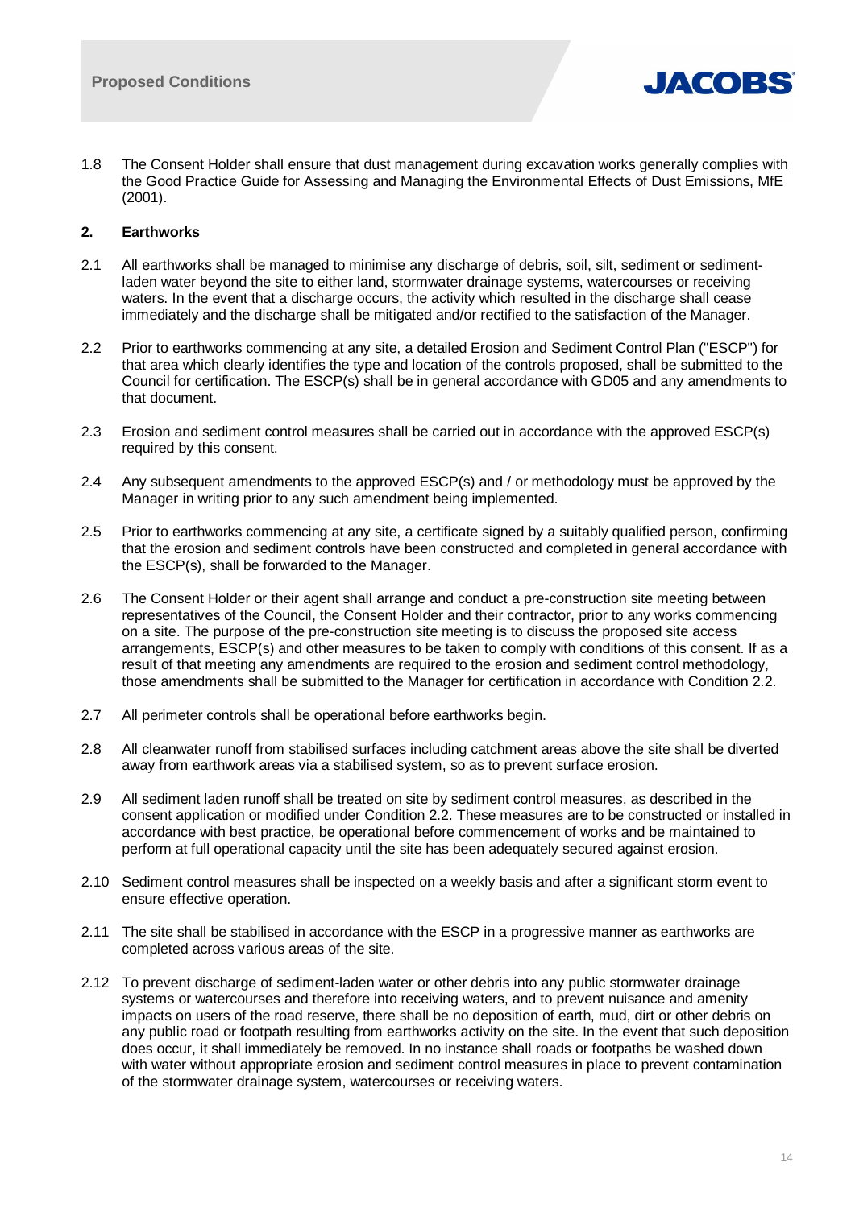1.8 The Consent Holder shall ensure that dust management during excavation works generally complies with the Good Practice Guide for Assessing and Managing the Environmental Effects of Dust Emissions, MfE (2001).

## 2. Earthworks

2.1 All earthworks shall be managed to minimise any discharge of debris, soil, silt, sediment or sediment-laden water beyond the site to either land, stormwater drainage systems, watercourses or receiving waters. In the event that a discharge occurs, the activity which resulted in the discharge shall cease immediately and the discharge shall be mitigated and/or rectified to the satisfaction of the Manager.

2.2 Prior to earthworks commencing at any site, a detailed Erosion and Sediment Control Plan ("ESCP") for that area which clearly identifies the type and location of the controls proposed, shall be submitted to the Council for certification. The ESCP(s) shall be in general accordance with GD05 and any amendments to that document.

2.3 Erosion and sediment control measures shall be carried out in accordance with the approved ESCP(s) required by this consent.

2.4 Any subsequent amendments to the approved ESCP(s) and / or methodology must be approved by the Manager in writing prior to any such amendment being implemented.

2.5 Prior to earthworks commencing at any site, a certificate signed by a suitably qualified person, confirming that the erosion and sediment controls have been constructed and completed in general accordance with the ESCP(s), shall be forwarded to the Manager.

2.6 The Consent Holder or their agent shall arrange and conduct a pre-construction site meeting between representatives of the Council, the Consent Holder and their contractor, prior to any works commencing on a site. The purpose of the pre-construction site meeting is to discuss the proposed site access arrangements, ESCP(s) and other measures to be taken to comply with conditions of this consent. If as a result of that meeting any amendments are required to the erosion and sediment control methodology, those amendments shall be submitted to the Manager for certification in accordance with Condition 2.2.

2.7 All perimeter controls shall be operational before earthworks begin.

2.8 All cleanwater runoff from stabilised surfaces including catchment areas above the site shall be diverted away from earthwork areas via a stabilised system, so as to prevent surface erosion.

2.9 All sediment laden runoff shall be treated on site by sediment control measures, as described in the consent application or modified under Condition 2.2. These measures are to be constructed or installed in accordance with best practice, be operational before commencement of works and be maintained to perform at full operational capacity until the site has been adequately secured against erosion.

2.10 Sediment control measures shall be inspected on a weekly basis and after a significant storm event to ensure effective operation.

2.11 The site shall be stabilised in accordance with the ESCP in a progressive manner as earthworks are completed across various areas of the site.

2.12 To prevent discharge of sediment-laden water or other debris into any public stormwater drainage systems or watercourses and therefore into receiving waters, and to prevent nuisance and amenity impacts on users of the road reserve, there shall be no deposition of earth, mud, dirt or other debris on any public road or footpath resulting from earthworks activity on the site. In the event that such deposition does occur, it shall immediately be removed. In no instance shall roads or footpaths be washed down with water without appropriate erosion and sediment control measures in place to prevent contamination of the stormwater drainage system, watercourses or receiving waters.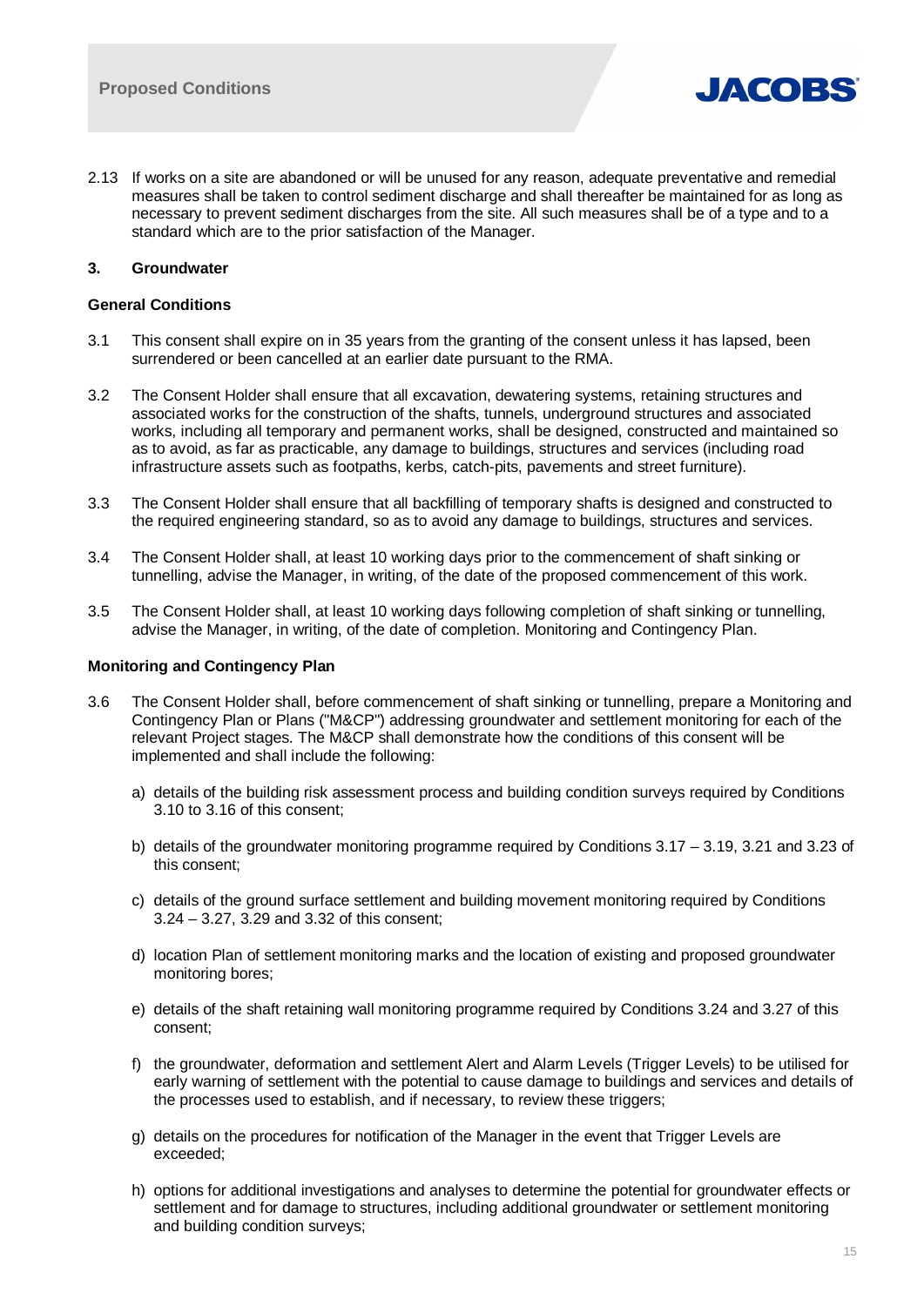2.13 If works on a site are abandoned or will be unused for any reason, adequate preventative and remedial measures shall be taken to control sediment discharge and shall thereafter be maintained for as long as necessary to prevent sediment discharges from the site. All such measures shall be of a type and to a standard which are to the prior satisfaction of the Manager.

### 3. Groundwater

#### General Conditions

3.1 This consent shall expire on in 35 years from the granting of the consent unless it has lapsed, been surrendered or been cancelled at an earlier date pursuant to the RMA.

3.2 The Consent Holder shall ensure that all excavation, dewatering systems, retaining structures and associated works for the construction of the shafts, tunnels, underground structures and associated works, including all temporary and permanent works, shall be designed, constructed and maintained so as to avoid, as far as practicable, any damage to buildings, structures and services (including road infrastructure assets such as footpaths, kerbs, catch-pits, pavements and street furniture).

3.3 The Consent Holder shall ensure that all backfilling of temporary shafts is designed and constructed to the required engineering standard, so as to avoid any damage to buildings, structures and services.

3.4 The Consent Holder shall, at least 10 working days prior to the commencement of shaft sinking or tunnelling, advise the Manager, in writing, of the date of the proposed commencement of this work.

3.5 The Consent Holder shall, at least 10 working days following completion of shaft sinking or tunnelling, advise the Manager, in writing, of the date of completion. Monitoring and Contingency Plan.

#### Monitoring and Contingency Plan

3.6 The Consent Holder shall, before commencement of shaft sinking or tunnelling, prepare a Monitoring and Contingency Plan or Plans ("M&CP") addressing groundwater and settlement monitoring for each of the relevant Project stages. The M&CP shall demonstrate how the conditions of this consent will be implemented and shall include the following:

a) details of the building risk assessment process and building condition surveys required by Conditions 3.10 to 3.16 of this consent;

b) details of the groundwater monitoring programme required by Conditions 3.17 – 3.19, 3.21 and 3.23 of this consent;

c) details of the ground surface settlement and building movement monitoring required by Conditions 3.24 – 3.27, 3.29 and 3.32 of this consent;

d) location Plan of settlement monitoring marks and the location of existing and proposed groundwater monitoring bores;

e) details of the shaft retaining wall monitoring programme required by Conditions 3.24 and 3.27 of this consent;

f) the groundwater, deformation and settlement Alert and Alarm Levels (Trigger Levels) to be utilised for early warning of settlement with the potential to cause damage to buildings and services and details of the processes used to establish, and if necessary, to review these triggers;

g) details on the procedures for notification of the Manager in the event that Trigger Levels are exceeded;

h) options for additional investigations and analyses to determine the potential for groundwater effects or settlement and for damage to structures, including additional groundwater or settlement monitoring and building condition surveys;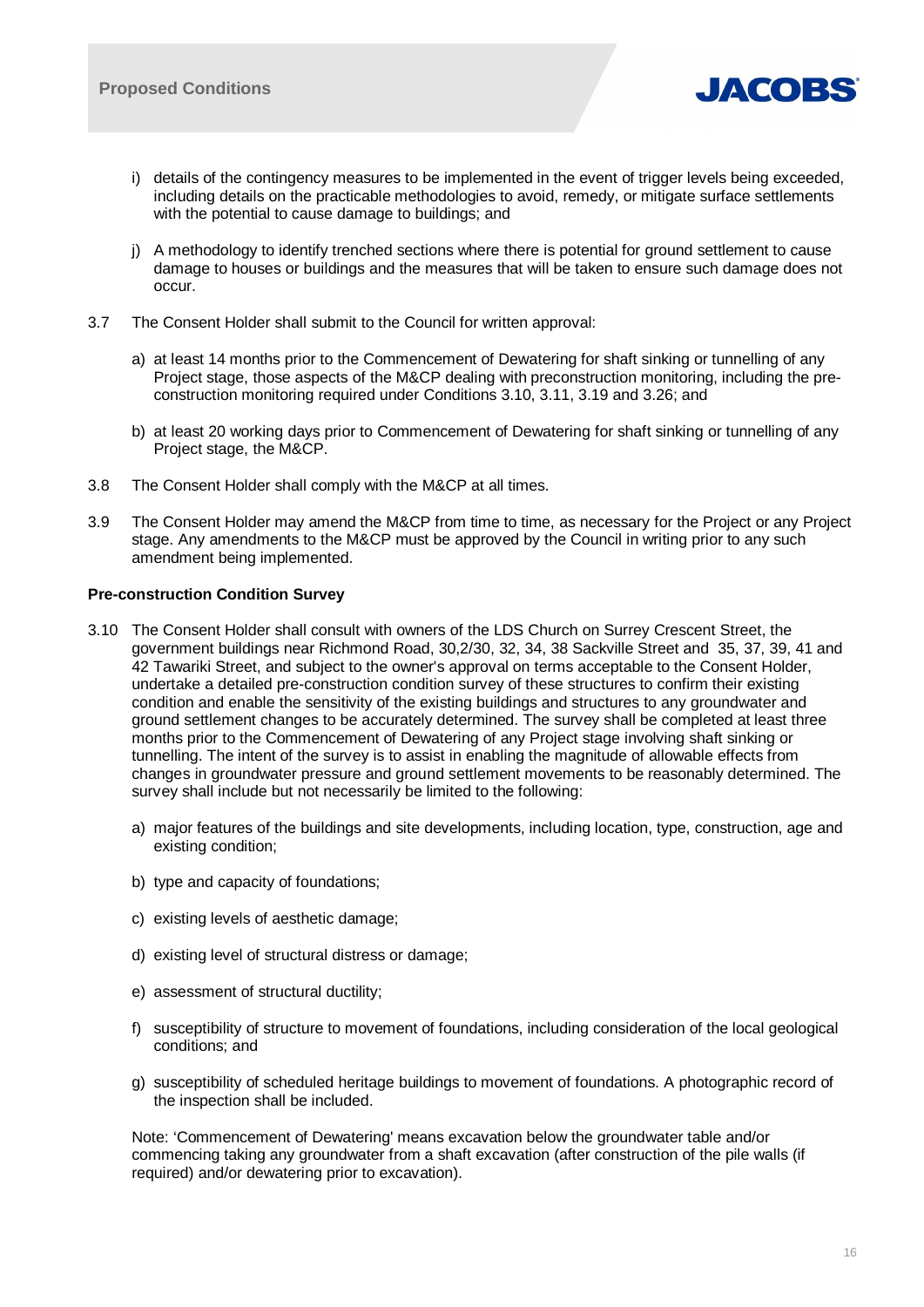i) details of the contingency measures to be implemented in the event of trigger levels being exceeded, including details on the practicable methodologies to avoid, remedy, or mitigate surface settlements with the potential to cause damage to buildings; and

j) A methodology to identify trenched sections where there is potential for ground settlement to cause damage to houses or buildings and the measures that will be taken to ensure such damage does not occur.

3.7 The Consent Holder shall submit to the Council for written approval:

a) at least 14 months prior to the Commencement of Dewatering for shaft sinking or tunnelling of any Project stage, those aspects of the M&CP dealing with preconstruction monitoring, including the pre-construction monitoring required under Conditions 3.10, 3.11, 3.19 and 3.26; and

b) at least 20 working days prior to Commencement of Dewatering for shaft sinking or tunnelling of any Project stage, the M&CP.

3.8 The Consent Holder shall comply with the M&CP at all times.

3.9 The Consent Holder may amend the M&CP from time to time, as necessary for the Project or any Project stage. Any amendments to the M&CP must be approved by the Council in writing prior to any such amendment being implemented.

**Pre-construction Condition Survey**

3.10 The Consent Holder shall consult with owners of the LDS Church on Surrey Crescent Street, the government buildings near Richmond Road, 30,2/30, 32, 34, 38 Sackville Street and 35, 37, 39, 41 and 42 Tawariki Street, and subject to the owner's approval on terms acceptable to the Consent Holder, undertake a detailed pre-construction condition survey of these structures to confirm their existing condition and enable the sensitivity of the existing buildings and structures to any groundwater and ground settlement changes to be accurately determined. The survey shall be completed at least three months prior to the Commencement of Dewatering of any Project stage involving shaft sinking or tunnelling. The intent of the survey is to assist in enabling the magnitude of allowable effects from changes in groundwater pressure and ground settlement movements to be reasonably determined. The survey shall include but not necessarily be limited to the following:

a) major features of the buildings and site developments, including location, type, construction, age and existing condition;

b) type and capacity of foundations;

c) existing levels of aesthetic damage;

d) existing level of structural distress or damage;

e) assessment of structural ductility;

f) susceptibility of structure to movement of foundations, including consideration of the local geological conditions; and

g) susceptibility of scheduled heritage buildings to movement of foundations. A photographic record of the inspection shall be included.

Note: 'Commencement of Dewatering' means excavation below the groundwater table and/or commencing taking any groundwater from a shaft excavation (after construction of the pile walls (if required) and/or dewatering prior to excavation).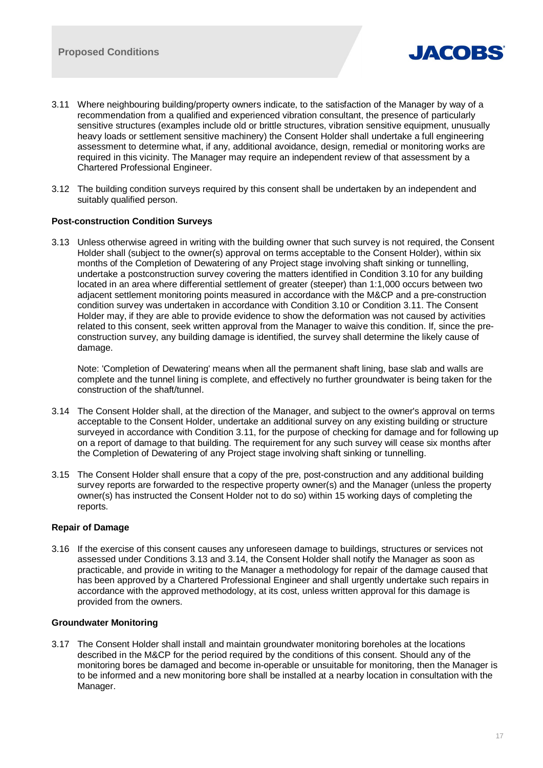3.11 Where neighbouring building/property owners indicate, to the satisfaction of the Manager by way of a recommendation from a qualified and experienced vibration consultant, the presence of particularly sensitive structures (examples include old or brittle structures, vibration sensitive equipment, unusually heavy loads or settlement sensitive machinery) the Consent Holder shall undertake a full engineering assessment to determine what, if any, additional avoidance, design, remedial or monitoring works are required in this vicinity. The Manager may require an independent review of that assessment by a Chartered Professional Engineer.

3.12 The building condition surveys required by this consent shall be undertaken by an independent and suitably qualified person.

**Post-construction Condition Surveys**

3.13 Unless otherwise agreed in writing with the building owner that such survey is not required, the Consent Holder shall (subject to the owner(s) approval on terms acceptable to the Consent Holder), within six months of the Completion of Dewatering of any Project stage involving shaft sinking or tunnelling, undertake a postconstruction survey covering the matters identified in Condition 3.10 for any building located in an area where differential settlement of greater (steeper) than 1:1,000 occurs between two adjacent settlement monitoring points measured in accordance with the M&CP and a pre-construction condition survey was undertaken in accordance with Condition 3.10 or Condition 3.11. The Consent Holder may, if they are able to provide evidence to show the deformation was not caused by activities related to this consent, seek written approval from the Manager to waive this condition. If, since the pre-construction survey, any building damage is identified, the survey shall determine the likely cause of damage.

Note: 'Completion of Dewatering' means when all the permanent shaft lining, base slab and walls are complete and the tunnel lining is complete, and effectively no further groundwater is being taken for the construction of the shaft/tunnel.

3.14 The Consent Holder shall, at the direction of the Manager, and subject to the owner's approval on terms acceptable to the Consent Holder, undertake an additional survey on any existing building or structure surveyed in accordance with Condition 3.11, for the purpose of checking for damage and for following up on a report of damage to that building. The requirement for any such survey will cease six months after the Completion of Dewatering of any Project stage involving shaft sinking or tunnelling.

3.15 The Consent Holder shall ensure that a copy of the pre, post-construction and any additional building survey reports are forwarded to the respective property owner(s) and the Manager (unless the property owner(s) has instructed the Consent Holder not to do so) within 15 working days of completing the reports.

**Repair of Damage**

3.16 If the exercise of this consent causes any unforeseen damage to buildings, structures or services not assessed under Conditions 3.13 and 3.14, the Consent Holder shall notify the Manager as soon as practicable, and provide in writing to the Manager a methodology for repair of the damage caused that has been approved by a Chartered Professional Engineer and shall urgently undertake such repairs in accordance with the approved methodology, at its cost, unless written approval for this damage is provided from the owners.

**Groundwater Monitoring**

3.17 The Consent Holder shall install and maintain groundwater monitoring boreholes at the locations described in the M&CP for the period required by the conditions of this consent. Should any of the monitoring bores be damaged and become in-operable or unsuitable for monitoring, then the Manager is to be informed and a new monitoring bore shall be installed at a nearby location in consultation with the Manager.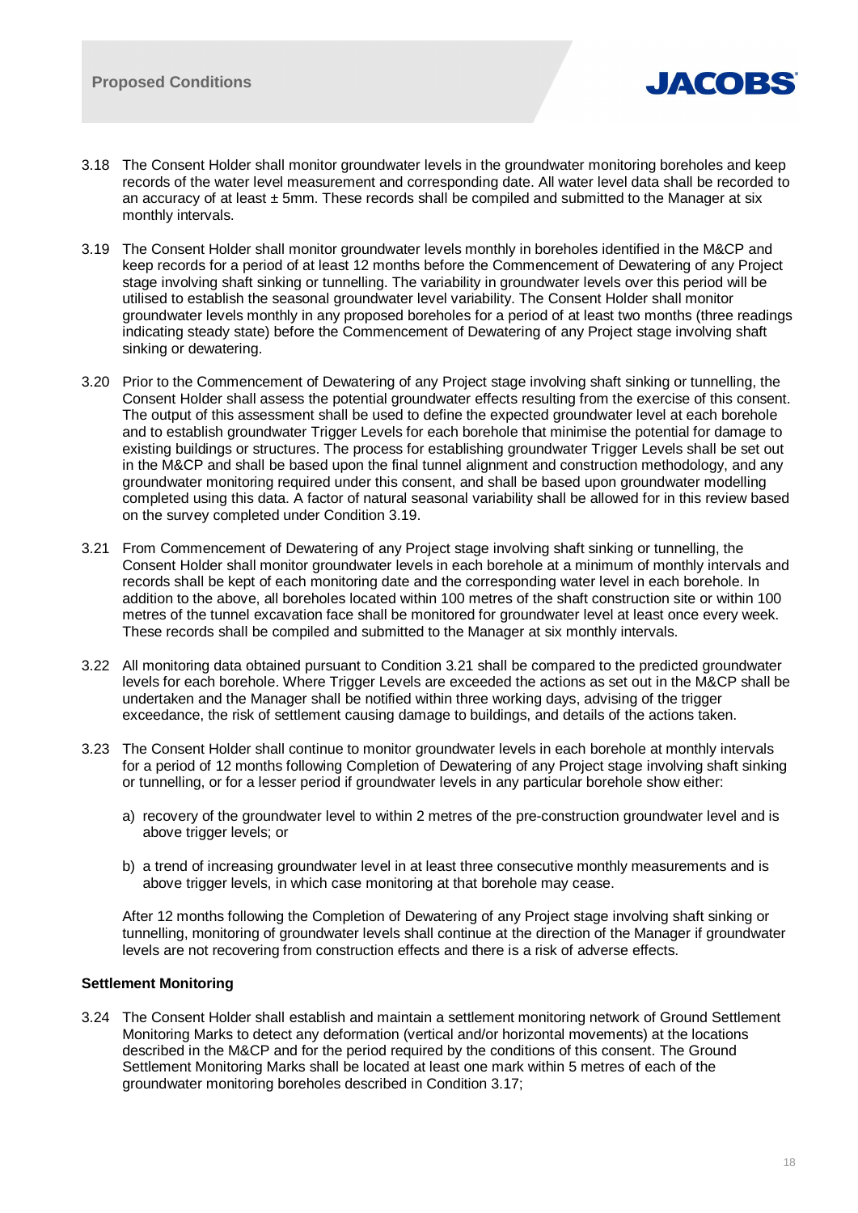3.18 The Consent Holder shall monitor groundwater levels in the groundwater monitoring boreholes and keep records of the water level measurement and corresponding date. All water level data shall be recorded to an accuracy of at least ± 5mm. These records shall be compiled and submitted to the Manager at six monthly intervals.

3.19 The Consent Holder shall monitor groundwater levels monthly in boreholes identified in the M&CP and keep records for a period of at least 12 months before the Commencement of Dewatering of any Project stage involving shaft sinking or tunnelling. The variability in groundwater levels over this period will be utilised to establish the seasonal groundwater level variability. The Consent Holder shall monitor groundwater levels monthly in any proposed boreholes for a period of at least two months (three readings indicating steady state) before the Commencement of Dewatering of any Project stage involving shaft sinking or dewatering.

3.20 Prior to the Commencement of Dewatering of any Project stage involving shaft sinking or tunnelling, the Consent Holder shall assess the potential groundwater effects resulting from the exercise of this consent. The output of this assessment shall be used to define the expected groundwater level at each borehole and to establish groundwater Trigger Levels for each borehole that minimise the potential for damage to existing buildings or structures. The process for establishing groundwater Trigger Levels shall be set out in the M&CP and shall be based upon the final tunnel alignment and construction methodology, and any groundwater monitoring required under this consent, and shall be based upon groundwater modelling completed using this data. A factor of natural seasonal variability shall be allowed for in this review based on the survey completed under Condition 3.19.

3.21 From Commencement of Dewatering of any Project stage involving shaft sinking or tunnelling, the Consent Holder shall monitor groundwater levels in each borehole at a minimum of monthly intervals and records shall be kept of each monitoring date and the corresponding water level in each borehole. In addition to the above, all boreholes located within 100 metres of the shaft construction site or within 100 metres of the tunnel excavation face shall be monitored for groundwater level at least once every week. These records shall be compiled and submitted to the Manager at six monthly intervals.

3.22 All monitoring data obtained pursuant to Condition 3.21 shall be compared to the predicted groundwater levels for each borehole. Where Trigger Levels are exceeded the actions as set out in the M&CP shall be undertaken and the Manager shall be notified within three working days, advising of the trigger exceedance, the risk of settlement causing damage to buildings, and details of the actions taken.

3.23 The Consent Holder shall continue to monitor groundwater levels in each borehole at monthly intervals for a period of 12 months following Completion of Dewatering of any Project stage involving shaft sinking or tunnelling, or for a lesser period if groundwater levels in any particular borehole show either:

a) recovery of the groundwater level to within 2 metres of the pre-construction groundwater level and is above trigger levels; or

b) a trend of increasing groundwater level in at least three consecutive monthly measurements and is above trigger levels, in which case monitoring at that borehole may cease.

After 12 months following the Completion of Dewatering of any Project stage involving shaft sinking or tunnelling, monitoring of groundwater levels shall continue at the direction of the Manager if groundwater levels are not recovering from construction effects and there is a risk of adverse effects.

**Settlement Monitoring**

3.24 The Consent Holder shall establish and maintain a settlement monitoring network of Ground Settlement Monitoring Marks to detect any deformation (vertical and/or horizontal movements) at the locations described in the M&CP and for the period required by the conditions of this consent. The Ground Settlement Monitoring Marks shall be located at least one mark within 5 metres of each of the groundwater monitoring boreholes described in Condition 3.17;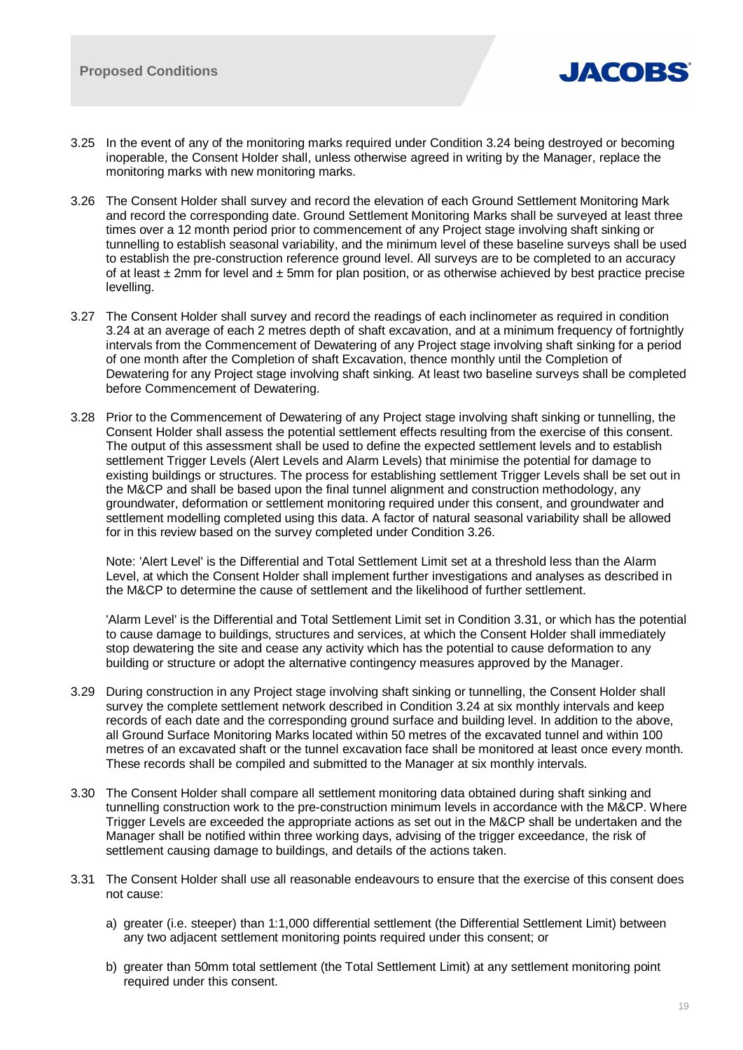3.25 In the event of any of the monitoring marks required under Condition 3.24 being destroyed or becoming inoperable, the Consent Holder shall, unless otherwise agreed in writing by the Manager, replace the monitoring marks with new monitoring marks.

3.26 The Consent Holder shall survey and record the elevation of each Ground Settlement Monitoring Mark and record the corresponding date. Ground Settlement Monitoring Marks shall be surveyed at least three times over a 12 month period prior to commencement of any Project stage involving shaft sinking or tunnelling to establish seasonal variability, and the minimum level of these baseline surveys shall be used to establish the pre-construction reference ground level. All surveys are to be completed to an accuracy of at least ± 2mm for level and ± 5mm for plan position, or as otherwise achieved by best practice precise levelling.

3.27 The Consent Holder shall survey and record the readings of each inclinometer as required in condition 3.24 at an average of each 2 metres depth of shaft excavation, and at a minimum frequency of fortnightly intervals from the Commencement of Dewatering of any Project stage involving shaft sinking for a period of one month after the Completion of shaft Excavation, thence monthly until the Completion of Dewatering for any Project stage involving shaft sinking. At least two baseline surveys shall be completed before Commencement of Dewatering.

3.28 Prior to the Commencement of Dewatering of any Project stage involving shaft sinking or tunnelling, the Consent Holder shall assess the potential settlement effects resulting from the exercise of this consent. The output of this assessment shall be used to define the expected settlement levels and to establish settlement Trigger Levels (Alert Levels and Alarm Levels) that minimise the potential for damage to existing buildings or structures. The process for establishing settlement Trigger Levels shall be set out in the M&CP and shall be based upon the final tunnel alignment and construction methodology, any groundwater, deformation or settlement monitoring required under this consent, and groundwater and settlement modelling completed using this data. A factor of natural seasonal variability shall be allowed for in this review based on the survey completed under Condition 3.26.

Note: 'Alert Level' is the Differential and Total Settlement Limit set at a threshold less than the Alarm Level, at which the Consent Holder shall implement further investigations and analyses as described in the M&CP to determine the cause of settlement and the likelihood of further settlement.

'Alarm Level' is the Differential and Total Settlement Limit set in Condition 3.31, or which has the potential to cause damage to buildings, structures and services, at which the Consent Holder shall immediately stop dewatering the site and cease any activity which has the potential to cause deformation to any building or structure or adopt the alternative contingency measures approved by the Manager.

3.29 During construction in any Project stage involving shaft sinking or tunnelling, the Consent Holder shall survey the complete settlement network described in Condition 3.24 at six monthly intervals and keep records of each date and the corresponding ground surface and building level. In addition to the above, all Ground Surface Monitoring Marks located within 50 metres of the excavated tunnel and within 100 metres of an excavated shaft or the tunnel excavation face shall be monitored at least once every month. These records shall be compiled and submitted to the Manager at six monthly intervals.

3.30 The Consent Holder shall compare all settlement monitoring data obtained during shaft sinking and tunnelling construction work to the pre-construction minimum levels in accordance with the M&CP. Where Trigger Levels are exceeded the appropriate actions as set out in the M&CP shall be undertaken and the Manager shall be notified within three working days, advising of the trigger exceedance, the risk of settlement causing damage to buildings, and details of the actions taken.

3.31 The Consent Holder shall use all reasonable endeavours to ensure that the exercise of this consent does not cause:

a) greater (i.e. steeper) than 1:1,000 differential settlement (the Differential Settlement Limit) between any two adjacent settlement monitoring points required under this consent; or

b) greater than 50mm total settlement (the Total Settlement Limit) at any settlement monitoring point required under this consent.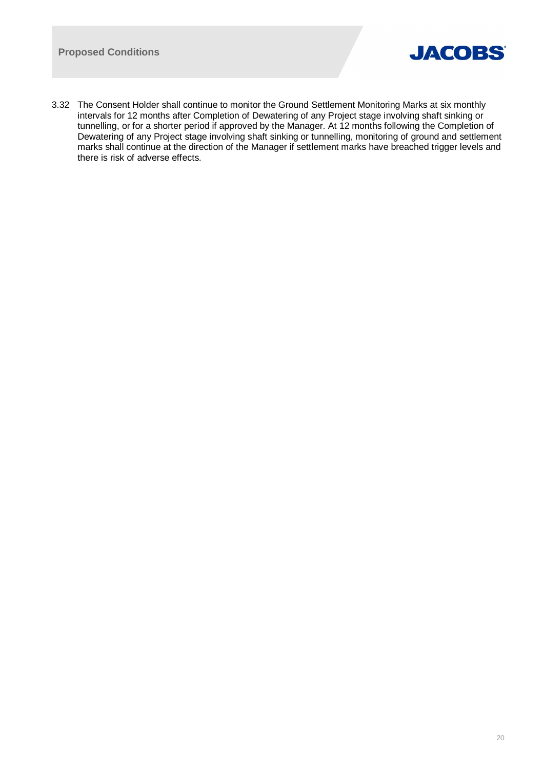3.32 The Consent Holder shall continue to monitor the Ground Settlement Monitoring Marks at six monthly intervals for 12 months after Completion of Dewatering of any Project stage involving shaft sinking or tunnelling, or for a shorter period if approved by the Manager. At 12 months following the Completion of Dewatering of any Project stage involving shaft sinking or tunnelling, monitoring of ground and settlement marks shall continue at the direction of the Manager if settlement marks have breached trigger levels and there is risk of adverse effects.